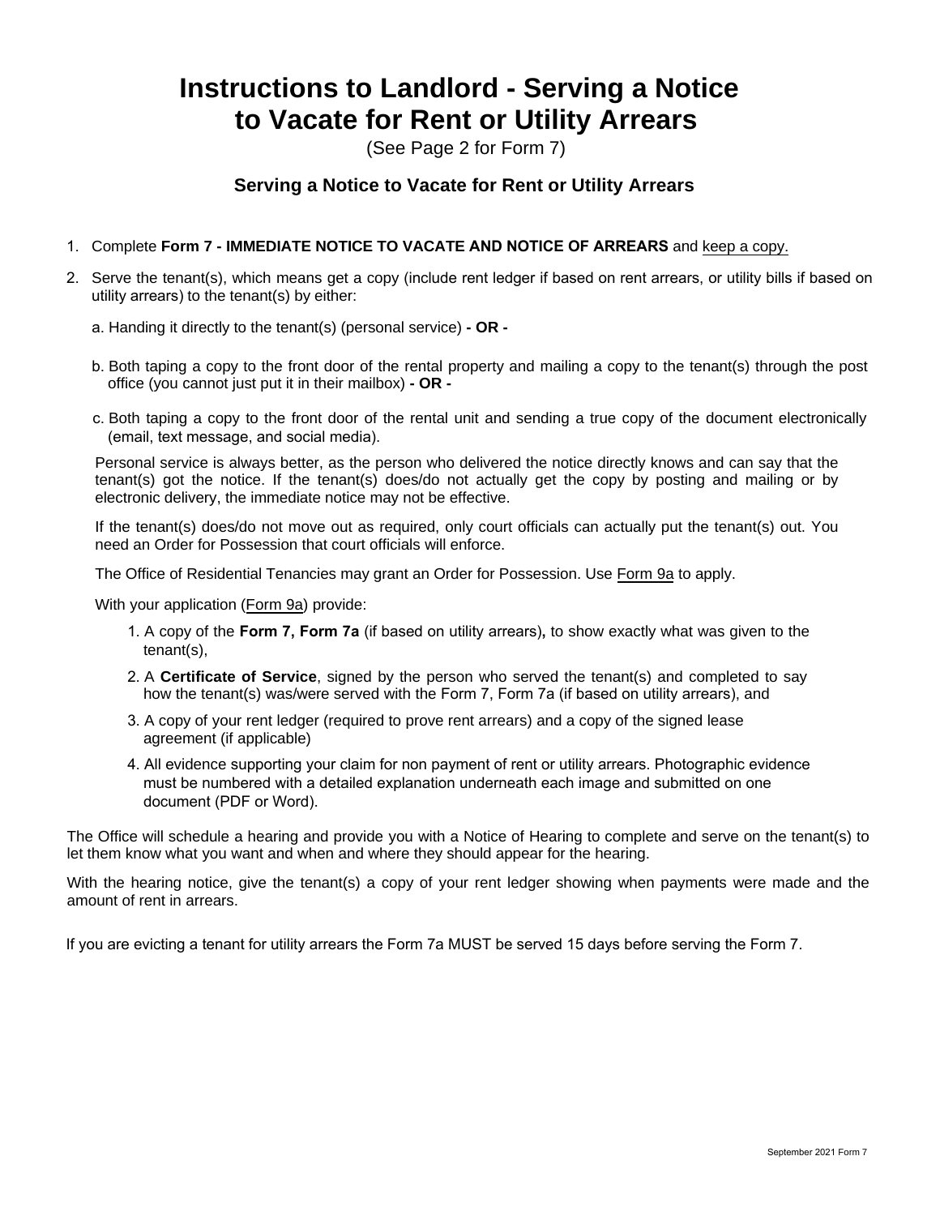# Instructions to Landlord - Serving a Notice to Vacate for Rent or Utility Arrears

(See Page 2 for Form 7)

### Serving a Notice to Vacate for Rent or Utility Arrears

1. Complete **Form 7 - IMMEDIATE NOTICE TO VACATE AND NOTICE OF ARREARS** and keep a copy.
2. Serve the tenant(s), which means get a copy (include rent ledger if based on rent arrears, or utility bills if based on utility arrears) to the tenant(s) by either:

   a. Handing it directly to the tenant(s) (personal service) **- OR -**

   b. Both taping a copy to the front door of the rental property and mailing a copy to the tenant(s) through the post office (you cannot just put it in their mailbox) **- OR -**

   c. Both taping a copy to the front door of the rental unit and sending a true copy of the document electronically (email, text message, and social media).

   Personal service is always better, as the person who delivered the notice directly knows and can say that the tenant(s) got the notice. If the tenant(s) does/do not actually get the copy by posting and mailing or by electronic delivery, the immediate notice may not be effective.

   If the tenant(s) does/do not move out as required, only court officials can actually put the tenant(s) out. You need an Order for Possession that court officials will enforce.

   The Office of Residential Tenancies may grant an Order for Possession. Use Form 9a to apply.

   With your application (Form 9a) provide:

   1. A copy of the **Form 7, Form 7a** (if based on utility arrears)**,** to show exactly what was given to the tenant(s),
   2. A **Certificate of Service**, signed by the person who served the tenant(s) and completed to say how the tenant(s) was/were served with the Form 7, Form 7a (if based on utility arrears), and
   3. A copy of your rent ledger (required to prove rent arrears) and a copy of the signed lease agreement (if applicable)
   4. All evidence supporting your claim for non payment of rent or utility arrears. Photographic evidence must be numbered with a detailed explanation underneath each image and submitted on one document (PDF or Word).

The Office will schedule a hearing and provide you with a Notice of Hearing to complete and serve on the tenant(s) to let them know what you want and when and where they should appear for the hearing.

With the hearing notice, give the tenant(s) a copy of your rent ledger showing when payments were made and the amount of rent in arrears.

If you are evicting a tenant for utility arrears the Form 7a MUST be served 15 days before serving the Form 7.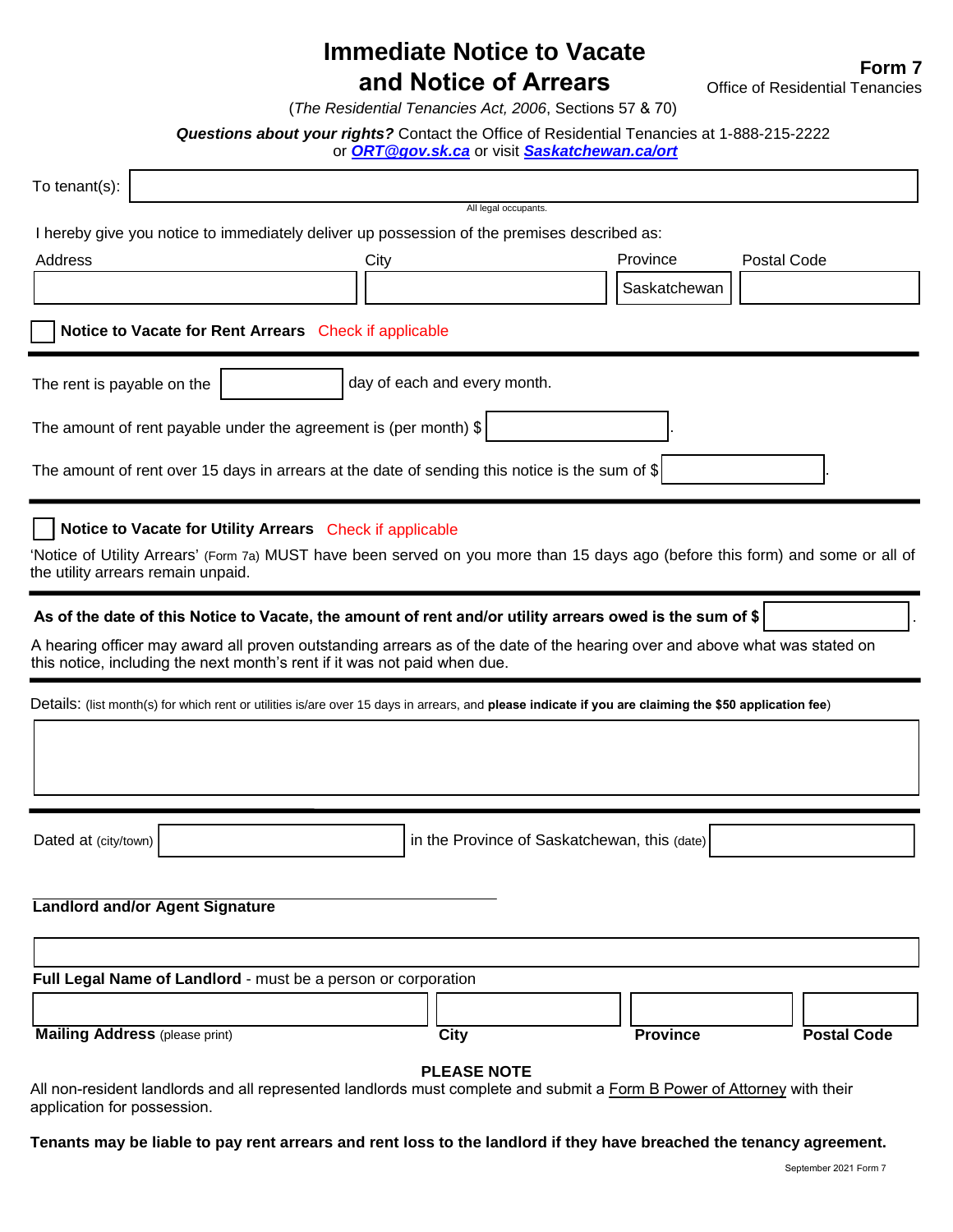# Immediate Notice to Vacate and Notice of Arrears

**Form 7**
Office of Residential Tenancies

(*The Residential Tenancies Act, 2006*, Sections 57 & 70)

***Questions about your rights?*** Contact the Office of Residential Tenancies at 1-888-215-2222 or ***ORT@gov.sk.ca*** or visit ***Saskatchewan.ca/ort***

To tenant(s): ______________________________

All legal occupants.

I hereby give you notice to immediately deliver up possession of the premises described as:

| Address | City | Province | Postal Code |
|---|---|---|---|
| | | Saskatchewan | |

☐ **Notice to Vacate for Rent Arrears** Check if applicable

The rent is payable on the ________ day of each and every month.

The amount of rent payable under the agreement is (per month) $ ________.

The amount of rent over 15 days in arrears at the date of sending this notice is the sum of $ ________.

☐ **Notice to Vacate for Utility Arrears** Check if applicable

'Notice of Utility Arrears' (Form 7a) MUST have been served on you more than 15 days ago (before this form) and some or all of the utility arrears remain unpaid.

**As of the date of this Notice to Vacate, the amount of rent and/or utility arrears owed is the sum of $** ________.

A hearing officer may award all proven outstanding arrears as of the date of the hearing over and above what was stated on this notice, including the next month's rent if it was not paid when due.

Details: (list month(s) for which rent or utilities is/are over 15 days in arrears, and **please indicate if you are claiming the $50 application fee**)

Dated at (city/town) ________ in the Province of Saskatchewan, this (date) ________

______________________________
**Landlord and/or Agent Signature**

______________________________
**Full Legal Name of Landlord** - must be a person or corporation

| **Mailing Address** (please print) | **City** | **Province** | **Postal Code** |
|---|---|---|---|
| | | | |

**PLEASE NOTE**

All non-resident landlords and all represented landlords must complete and submit a Form B Power of Attorney with their application for possession.

**Tenants may be liable to pay rent arrears and rent loss to the landlord if they have breached the tenancy agreement.**

September 2021 Form 7